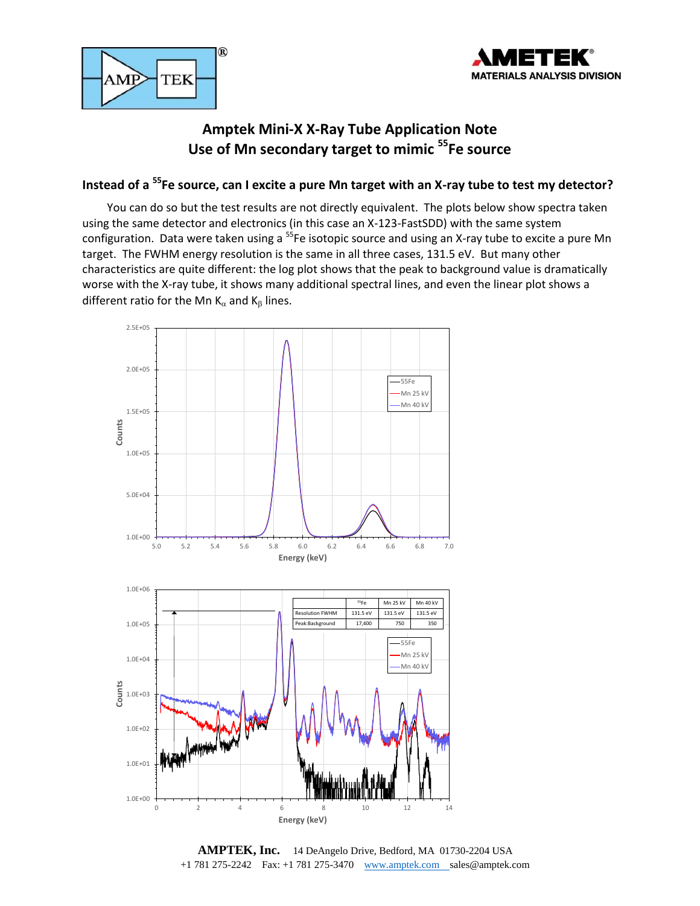# Amptek Mini-X X-Ray Tube Application Note
# Use of Mn secondary target to mimic $^{55}$Fe source

## Instead of a $^{55}$Fe source, can I excite a pure Mn target with an X-ray tube to test my detector?

You can do so but the test results are not directly equivalent. The plots below show spectra taken using the same detector and electronics (in this case an X-123-FastSDD) with the same system configuration. Data were taken using a $^{55}$Fe isotopic source and using an X-ray tube to excite a pure Mn target. The FWHM energy resolution is the same in all three cases, 131.5 eV. But many other characteristics are quite different: the log plot shows that the peak to background value is dramatically worse with the X-ray tube, it shows many additional spectral lines, and even the linear plot shows a different ratio for the Mn $K_{\alpha}$ and $K_{\beta}$ lines.

| | $^{55}$Fe | Mn 25 kV | Mn 40 kV |
|---|---|---|---|
| Resolution FWHM | 131.5 eV | 131.5 eV | 131.5 eV |
| Peak:Background | 17,400 | 750 | 350 |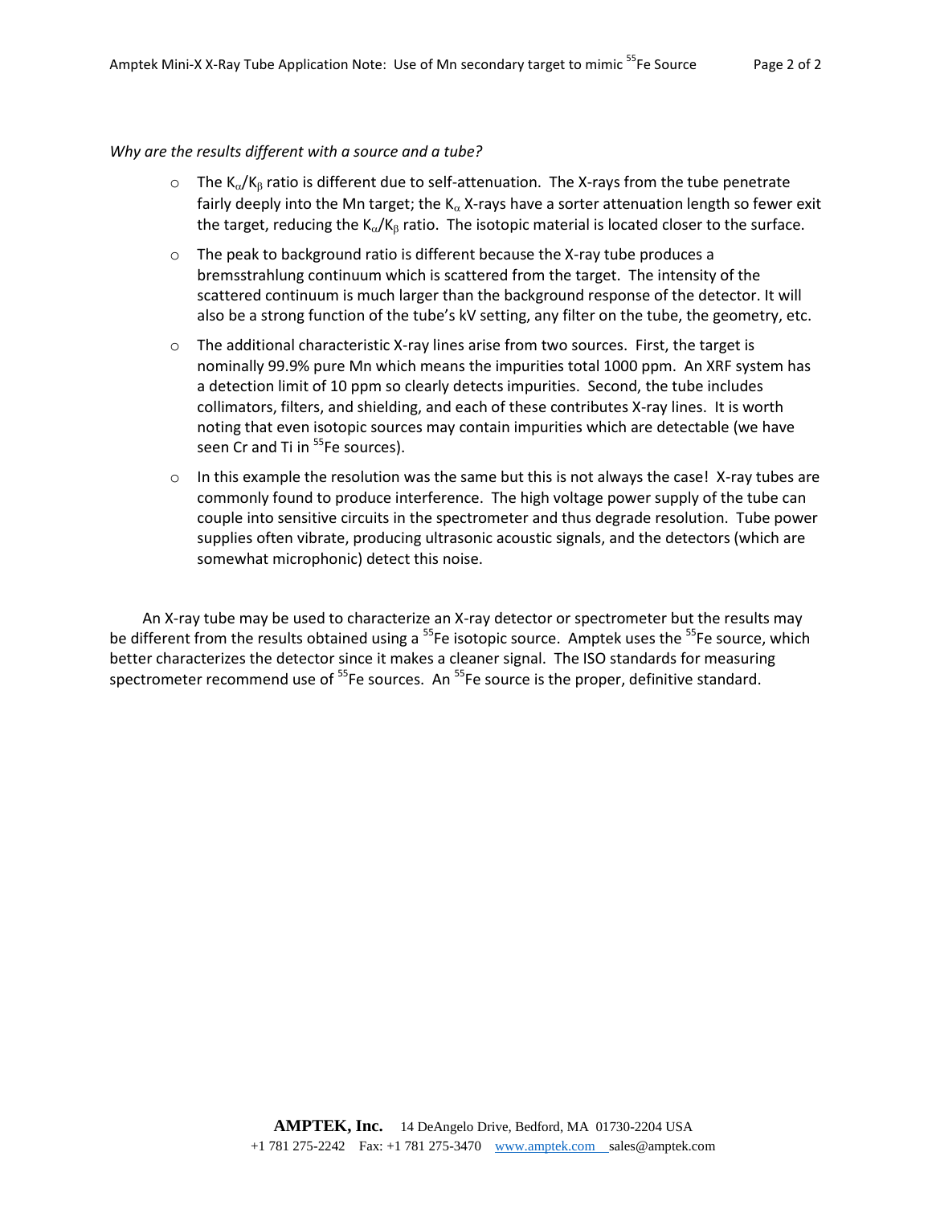*Why are the results different with a source and a tube?*

- The $K_\alpha/K_\beta$ ratio is different due to self-attenuation. The X-rays from the tube penetrate fairly deeply into the Mn target; the $K_\alpha$ X-rays have a sorter attenuation length so fewer exit the target, reducing the $K_\alpha/K_\beta$ ratio. The isotopic material is located closer to the surface.
- The peak to background ratio is different because the X-ray tube produces a bremsstrahlung continuum which is scattered from the target. The intensity of the scattered continuum is much larger than the background response of the detector. It will also be a strong function of the tube's kV setting, any filter on the tube, the geometry, etc.
- The additional characteristic X-ray lines arise from two sources. First, the target is nominally 99.9% pure Mn which means the impurities total 1000 ppm. An XRF system has a detection limit of 10 ppm so clearly detects impurities. Second, the tube includes collimators, filters, and shielding, and each of these contributes X-ray lines. It is worth noting that even isotopic sources may contain impurities which are detectable (we have seen Cr and Ti in $^{55}$Fe sources).
- In this example the resolution was the same but this is not always the case! X-ray tubes are commonly found to produce interference. The high voltage power supply of the tube can couple into sensitive circuits in the spectrometer and thus degrade resolution. Tube power supplies often vibrate, producing ultrasonic acoustic signals, and the detectors (which are somewhat microphonic) detect this noise.

An X-ray tube may be used to characterize an X-ray detector or spectrometer but the results may be different from the results obtained using a $^{55}$Fe isotopic source. Amptek uses the $^{55}$Fe source, which better characterizes the detector since it makes a cleaner signal. The ISO standards for measuring spectrometer recommend use of $^{55}$Fe sources. An $^{55}$Fe source is the proper, definitive standard.